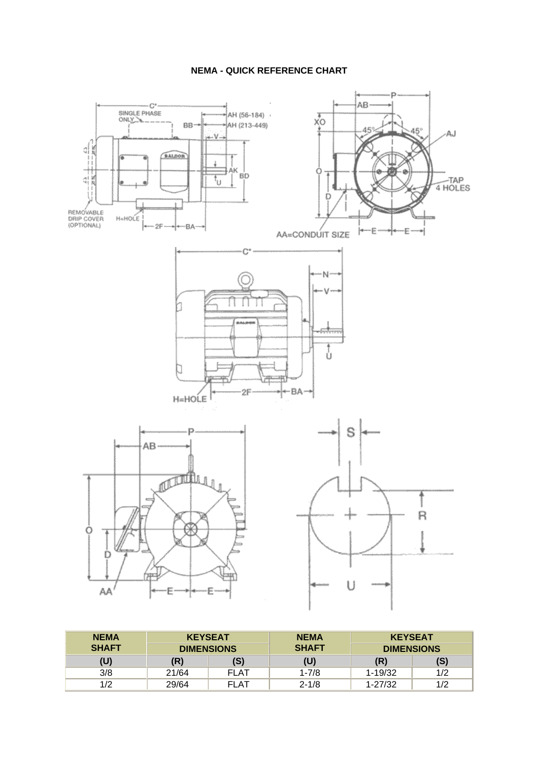# NEMA - QUICK REFERENCE CHART

| NEMA SHAFT | KEYSEAT DIMENSIONS | | NEMA SHAFT | KEYSEAT DIMENSIONS | |
|---|---|---|---|---|---|
| (U) | (R) | (S) | (U) | (R) | (S) |
| 3/8 | 21/64 | FLAT | 1-7/8 | 1-19/32 | 1/2 |
| 1/2 | 29/64 | FLAT | 2-1/8 | 1-27/32 | 1/2 |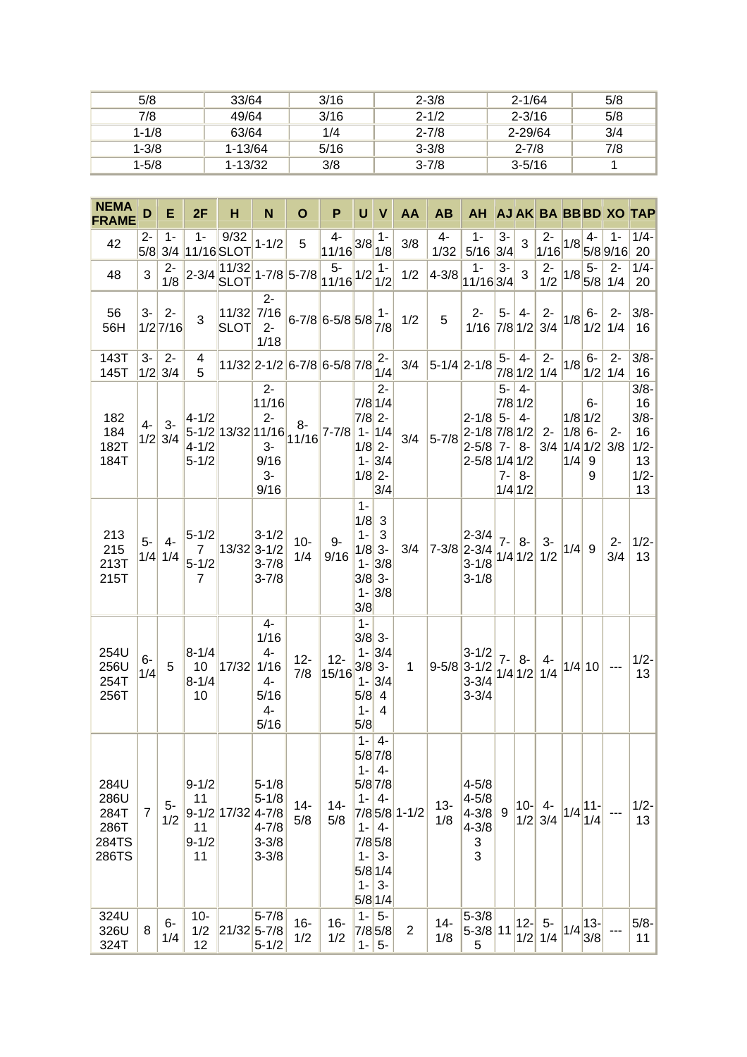| 5/8 | 33/64 | 3/16 | 2-3/8 | 2-1/64 | 5/8 |
|---|---|---|---|---|---|
| 7/8 | 49/64 | 3/16 | 2-1/2 | 2-3/16 | 5/8 |
| 1-1/8 | 63/64 | 1/4 | 2-7/8 | 2-29/64 | 3/4 |
| 1-3/8 | 1-13/64 | 5/16 | 3-3/8 | 2-7/8 | 7/8 |
| 1-5/8 | 1-13/32 | 3/8 | 3-7/8 | 3-5/16 | 1 |

| NEMA FRAME | D | E | 2F | H | N | O | P | U | V | AA | AB | AH | AJ | AK | BA | BB | BD | XO | TAP |
|---|---|---|---|---|---|---|---|---|---|---|---|---|---|---|---|---|---|---|---|
| 42 | 2-5/8 | 1-3/4 | 1-11/16 | 9/32 SLOT | 1-1/2 | 5 | 4-11/16 | 3/8 | 1-1/8 | 3/8 | 4-1/32 | 1-5/16 | 3-3/4 | 3 | 2-1/16 | 1/8 | 4-5/8 | 1-9/16 | 1/4-20 |
| 48 | 3 | 2-1/8 | 2-3/4 | 11/32 SLOT | 1-7/8 | 5-7/8 | 5-11/16 | 1/2 | 1-1/2 | 1/2 | 4-3/8 | 1-11/16 | 3-3/4 | 3 | 2-1/2 | 1/8 | 5-5/8 | 2-1/4 | 1/4-20 |
| 56 56H | 3-1/2 | 2-7/16 | 3 | 11/32 SLOT | 2-7/16 2-1/18 | 6-7/8 | 6-5/8 | 5/8 | 1-7/8 | 1/2 | 5 | 2-1/16 | 5-7/8 | 4-1/2 | 2-3/4 | 1/8 | 6-1/2 | 2-1/4 | 3/8-16 |
| 143T 145T | 3-1/2 | 2-3/4 | 4 5 | 11/32 | 2-1/2 | 6-7/8 | 6-5/8 | 7/8 | 2-1/4 | 3/4 | 5-1/4 | 2-1/8 | 5-7/8 | 4-1/2 | 2-1/4 | 1/8 | 6-1/2 | 2-1/4 | 3/8-16 |
| 182 184 182T 184T | 4-1/2 | 3-3/4 | 4-1/2 5-1/2 4-1/2 5-1/2 | 13/32 | 2-11/16 2-11/16 3-9/16 3-9/16 | 8-11/16 | 7-7/8 | 7/8 7/8 1-1/8 1-1/8 | 2-1/4 2-1/4 2-3/4 2-3/4 | 3/4 | 5-7/8 | 2-1/8 2-1/8 2-5/8 2-5/8 | 5-7/8 5-7/8 7-1/4 7-1/4 | 4-1/2 4-1/2 8-1/2 8-1/2 | 2-3/4 | 1/8 1/8 1/4 1/4 | 6-1/2 6-1/2 9 9 | 2-3/8 | 3/8-16 3/8-16 1/2-13 1/2-13 |
| 213 215 213T 215T | 5-1/4 | 4-1/4 | 5-1/2 7 5-1/2 7 | 13/32 | 3-1/2 3-1/2 3-7/8 3-7/8 | 10-1/4 | 9-9/16 | 1-1/8 1-1/8 1-3/8 1-3/8 | 3 3 3-3/8 3-3/8 | 3/4 | 7-3/8 | 2-3/4 2-3/4 3-1/8 3-1/8 | 7-1/4 | 8-1/2 | 3-1/2 | 1/4 | 9 | 2-3/4 | 1/2-13 |
| 254U 256U 254T 256T | 6-1/4 | 5 | 8-1/4 10 8-1/4 10 | 17/32 | 4-1/16 4-1/16 4-5/16 4-5/16 | 12-7/8 | 12-15/16 | 1-3/8 1-3/8 1-5/8 1-5/8 | 3-3/4 3-3/4 4 4 | 1 | 9-5/8 | 3-1/2 3-1/2 3-3/4 3-3/4 | 7-1/4 | 8-1/2 | 4-1/4 | 1/4 | 10 | --- | 1/2-13 |
| 284U 286U 284T 286T 284TS 286TS | 7 | 5-1/2 | 9-1/2 11 9-1/2 11 9-1/2 11 | 17/32 | 5-1/8 5-1/8 4-7/8 4-7/8 3-3/8 3-3/8 | 14-5/8 | 14-5/8 | 1-5/8 1-5/8 1-7/8 1-7/8 1-5/8 1-5/8 | 4-7/8 4-7/8 4-5/8 4-5/8 3-1/4 3-1/4 | 1-1/2 | 13-1/8 | 4-5/8 4-5/8 4-3/8 4-3/8 3 3 | 9 | 10-1/2 | 4-3/4 | 1/4 | 11-1/4 | --- | 1/2-13 |
| 324U 326U 324T | 8 | 6-1/4 | 10-1/2 12 | 21/32 | 5-7/8 5-7/8 5-1/2 | 16-1/2 | 16-1/2 | 1-7/8 1- | 5-5/8 5- | 2 | 14-1/8 | 5-3/8 5-3/8 5 | 11 | 12-1/2 | 5-1/4 | 1/4 | 13-3/8 | --- | 5/8-11 |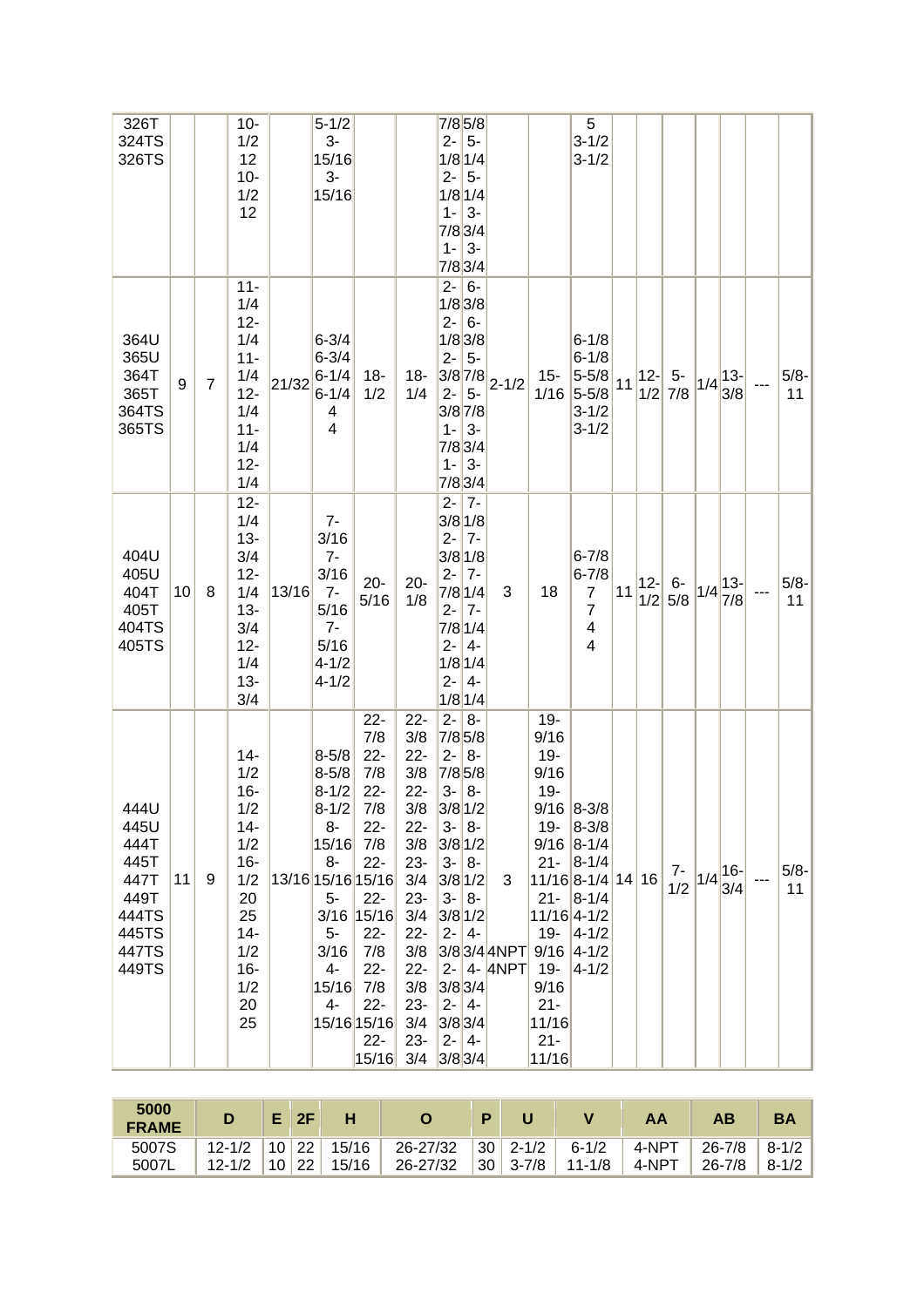| | | | | | | | | | | | | | | | | | | | |
|---|---|---|---|---|---|---|---|---|---|---|---|---|---|---|---|---|---|---|---|
| 326T<br>324TS<br>326TS | | | 10-1/2<br>12<br>10-1/2<br>12 | | 5-1/2<br>3-15/16<br>3-15/16 | | | 7/8<br>2-1/8<br>2-1/8<br>1-7/8<br>1-7/8 | 5/8<br>5-1/4<br>5-1/4<br>3-3/4<br>3-3/4 | | | 5<br>3-1/2<br>3-1/2 | | | | | | | |
| 364U<br>365U<br>364T<br>365T<br>364TS<br>365TS | 9 | 7 | 11-1/4<br>12-1/4<br>11-1/4<br>12-1/4<br>11-1/4<br>12-1/4 | 21/32 | 6-3/4<br>6-3/4<br>6-1/4<br>6-1/4<br>4<br>4 | 18-1/2 | 18-1/4 | 2-1/8<br>2-1/8<br>2-3/8<br>2-3/8<br>1-7/8<br>1-7/8 | 6-3/8<br>6-3/8<br>5-7/8<br>5-7/8<br>3-3/4<br>3-3/4 | 2-1/2 | 15-1/16 | 6-1/8<br>6-1/8<br>5-5/8<br>5-5/8<br>3-1/2<br>3-1/2 | 11 | 12-1/2 | 5-7/8 | 1/4 | 13-3/8 | --- | 5/8-11 |
| 404U<br>405U<br>404T<br>405T<br>404TS<br>405TS | 10 | 8 | 12-1/4<br>13-3/4<br>12-1/4<br>13-3/4<br>12-1/4<br>13-3/4 | 13/16 | 7-3/16<br>7-3/16<br>7-5/16<br>7-5/16<br>4-1/2<br>4-1/2 | 20-5/16 | 20-1/8 | 2-3/8<br>2-3/8<br>2-7/8<br>2-7/8<br>2-1/8<br>2-1/8 | 7-1/8<br>7-1/8<br>7-1/4<br>7-1/4<br>4-1/4<br>4-1/4 | 3 | 18 | 6-7/8<br>6-7/8<br>7<br>7<br>4<br>4 | 11 | 12-1/2 | 6-5/8 | 1/4 | 13-7/8 | --- | 5/8-11 |
| 444U<br>445U<br>444T<br>445T<br>447T<br>449T<br>444TS<br>445TS<br>447TS<br>449TS | 11 | 9 | 14-1/2<br>16-1/2<br>14-1/2<br>16-1/2<br>20<br>25<br>14-1/2<br>16-1/2<br>20<br>25 | 13/16 | 8-5/8<br>8-5/8<br>8-1/2<br>8-1/2<br>8-15/16<br>8-15/16<br>5-3/16<br>5-3/16<br>4-15/16<br>4-15/16 | 22-7/8<br>22-7/8<br>22-7/8<br>22-7/8<br>22-15/16<br>22-15/16<br>22-7/8<br>22-7/8<br>22-15/16<br>22-15/16 | 22-3/8<br>22-3/8<br>22-3/8<br>22-3/8<br>23-3/4<br>23-3/4<br>22-3/8<br>22-3/8<br>23-3/4<br>23-3/4 | 2-7/8<br>2-7/8<br>3-3/8<br>3-3/8<br>3-3/8<br>3-3/8<br>2-3/8<br>2-3/8<br>2-3/8<br>2-3/8 | 8-5/8<br>8-5/8<br>8-1/2<br>8-1/2<br>8-1/2<br>8-1/2<br>4-3/4<br>4-3/4<br>4-3/4<br>4-3/4 | 3<br>4NPT<br>4NPT | 19-9/16<br>19-9/16<br>19-9/16<br>19-9/16<br>21-11/16<br>21-11/16<br>19-9/16<br>19-9/16<br>21-11/16<br>21-11/16 | 8-3/8<br>8-3/8<br>8-1/4<br>8-1/4<br>8-1/4<br>8-1/4<br>4-1/2<br>4-1/2<br>4-1/2<br>4-1/2 | 14 | 16 | 7-1/2 | 1/4 | 16-3/4 | --- | 5/8-11 |

| 5000 FRAME | D | E | 2F | H | O | P | U | V | AA | AB | BA |
|---|---|---|---|---|---|---|---|---|---|---|---|
| 5007S<br>5007L | 12-1/2<br>12-1/2 | 10<br>10 | 22<br>22 | 15/16<br>15/16 | 26-27/32<br>26-27/32 | 30<br>30 | 2-1/2<br>3-7/8 | 6-1/2<br>11-1/8 | 4-NPT<br>4-NPT | 26-7/8<br>26-7/8 | 8-1/2<br>8-1/2 |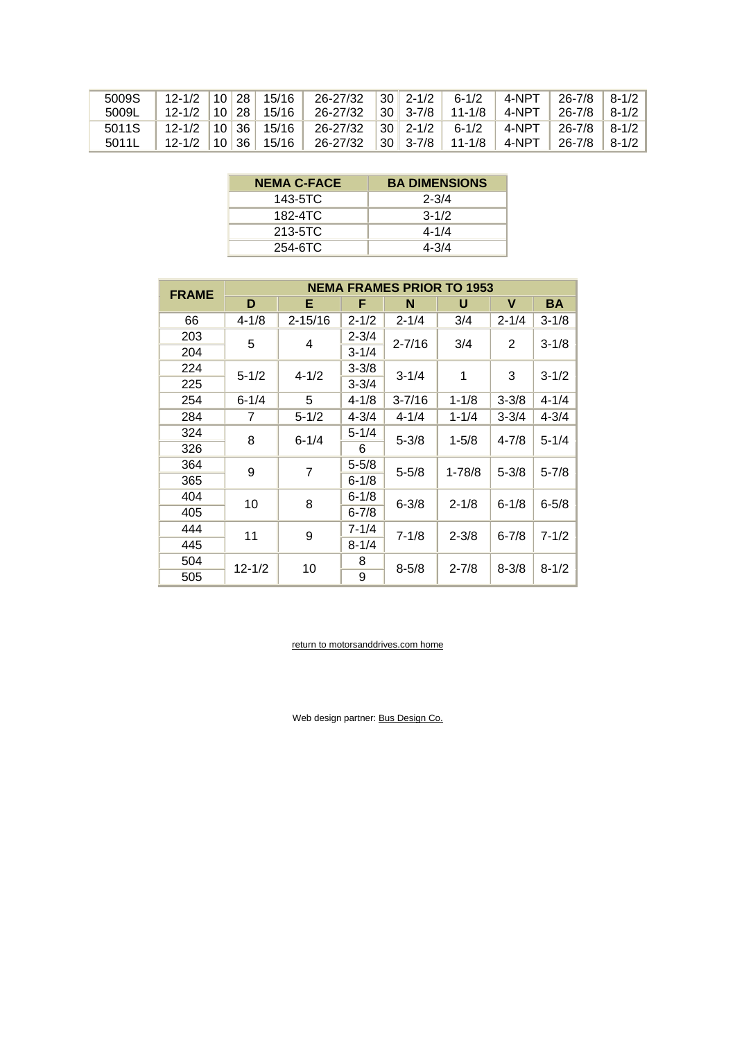| | | | | | | | | | | |
|---|---|---|---|---|---|---|---|---|---|---|
| 5009S | 12-1/2 | 10 | 28 | 15/16 | 26-27/32 | 30 | 2-1/2 | 6-1/2 | 4-NPT | 26-7/8 | 8-1/2 |
| 5009L | 12-1/2 | 10 | 28 | 15/16 | 26-27/32 | 30 | 3-7/8 | 11-1/8 | 4-NPT | 26-7/8 | 8-1/2 |
| 5011S | 12-1/2 | 10 | 36 | 15/16 | 26-27/32 | 30 | 2-1/2 | 6-1/2 | 4-NPT | 26-7/8 | 8-1/2 |
| 5011L | 12-1/2 | 10 | 36 | 15/16 | 26-27/32 | 30 | 3-7/8 | 11-1/8 | 4-NPT | 26-7/8 | 8-1/2 |

| NEMA C-FACE | BA DIMENSIONS |
|---|---|
| 143-5TC | 2-3/4 |
| 182-4TC | 3-1/2 |
| 213-5TC | 4-1/4 |
| 254-6TC | 4-3/4 |

| FRAME | NEMA FRAMES PRIOR TO 1953 | | | | | | |
|---|---|---|---|---|---|---|---|
| | D | E | F | N | U | V | BA |
| 66 | 4-1/8 | 2-15/16 | 2-1/2 | 2-1/4 | 3/4 | 2-1/4 | 3-1/8 |
| 203 | 5 | 4 | 2-3/4 | 2-7/16 | 3/4 | 2 | 3-1/8 |
| 204 | | | 3-1/4 | | | | |
| 224 | 5-1/2 | 4-1/2 | 3-3/8 | 3-1/4 | 1 | 3 | 3-1/2 |
| 225 | | | 3-3/4 | | | | |
| 254 | 6-1/4 | 5 | 4-1/8 | 3-7/16 | 1-1/8 | 3-3/8 | 4-1/4 |
| 284 | 7 | 5-1/2 | 4-3/4 | 4-1/4 | 1-1/4 | 3-3/4 | 4-3/4 |
| 324 | 8 | 6-1/4 | 5-1/4 | 5-3/8 | 1-5/8 | 4-7/8 | 5-1/4 |
| 326 | | | 6 | | | | |
| 364 | 9 | 7 | 5-5/8 | 5-5/8 | 1-78/8 | 5-3/8 | 5-7/8 |
| 365 | | | 6-1/8 | | | | |
| 404 | 10 | 8 | 6-1/8 | 6-3/8 | 2-1/8 | 6-1/8 | 6-5/8 |
| 405 | | | 6-7/8 | | | | |
| 444 | 11 | 9 | 7-1/4 | 7-1/8 | 2-3/8 | 6-7/8 | 7-1/2 |
| 445 | | | 8-1/4 | | | | |
| 504 | 12-1/2 | 10 | 8 | 8-5/8 | 2-7/8 | 8-3/8 | 8-1/2 |
| 505 | | | 9 | | | | |

return to motorsanddrives.com home

Web design partner: Bus Design Co.